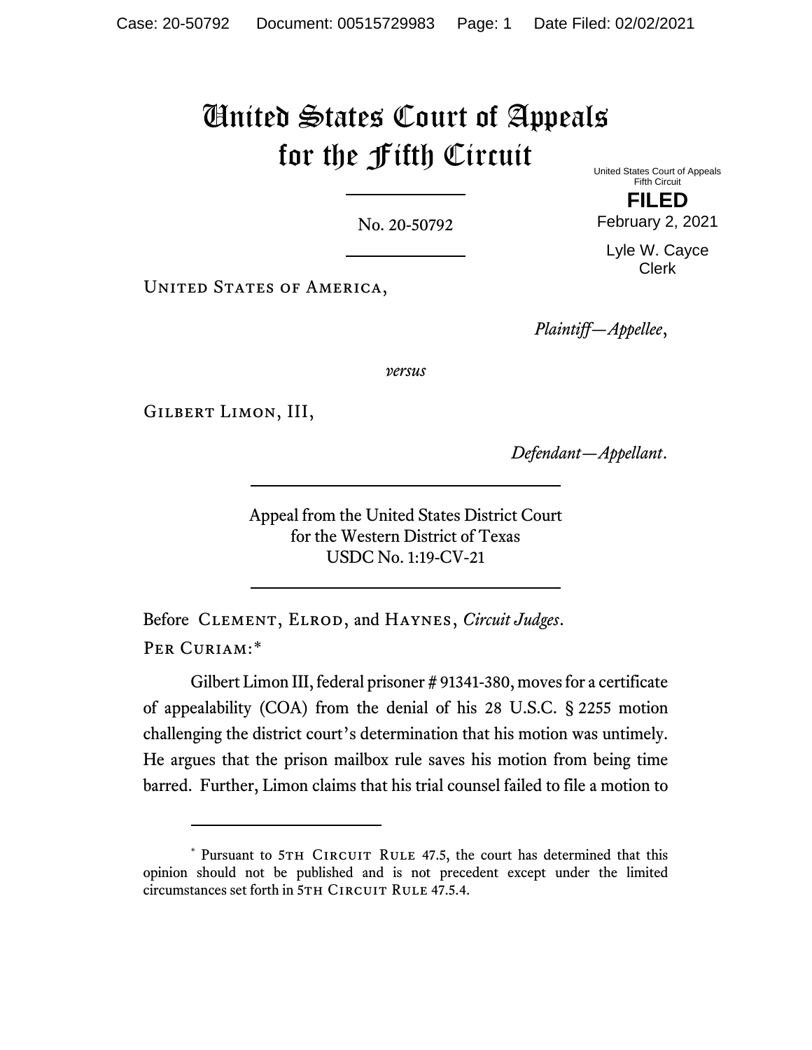# United States Court of Appeals for the Fifth Circuit

United States Court of Appeals
Fifth Circuit

**FILED**

February 2, 2021

Lyle W. Cayce
Clerk

No. 20-50792

United States of America,

*Plaintiff—Appellee*,

*versus*

Gilbert Limon, III,

*Defendant—Appellant*.

Appeal from the United States District Court
for the Western District of Texas
USDC No. 1:19-CV-21

Before Clement, Elrod, and Haynes, *Circuit Judges*.

Per Curiam:*

Gilbert Limon III, federal prisoner # 91341-380, moves for a certificate of appealability (COA) from the denial of his 28 U.S.C. § 2255 motion challenging the district court's determination that his motion was untimely. He argues that the prison mailbox rule saves his motion from being time barred. Further, Limon claims that his trial counsel failed to file a motion to

---

* Pursuant to 5th Circuit Rule 47.5, the court has determined that this opinion should not be published and is not precedent except under the limited circumstances set forth in 5th Circuit Rule 47.5.4.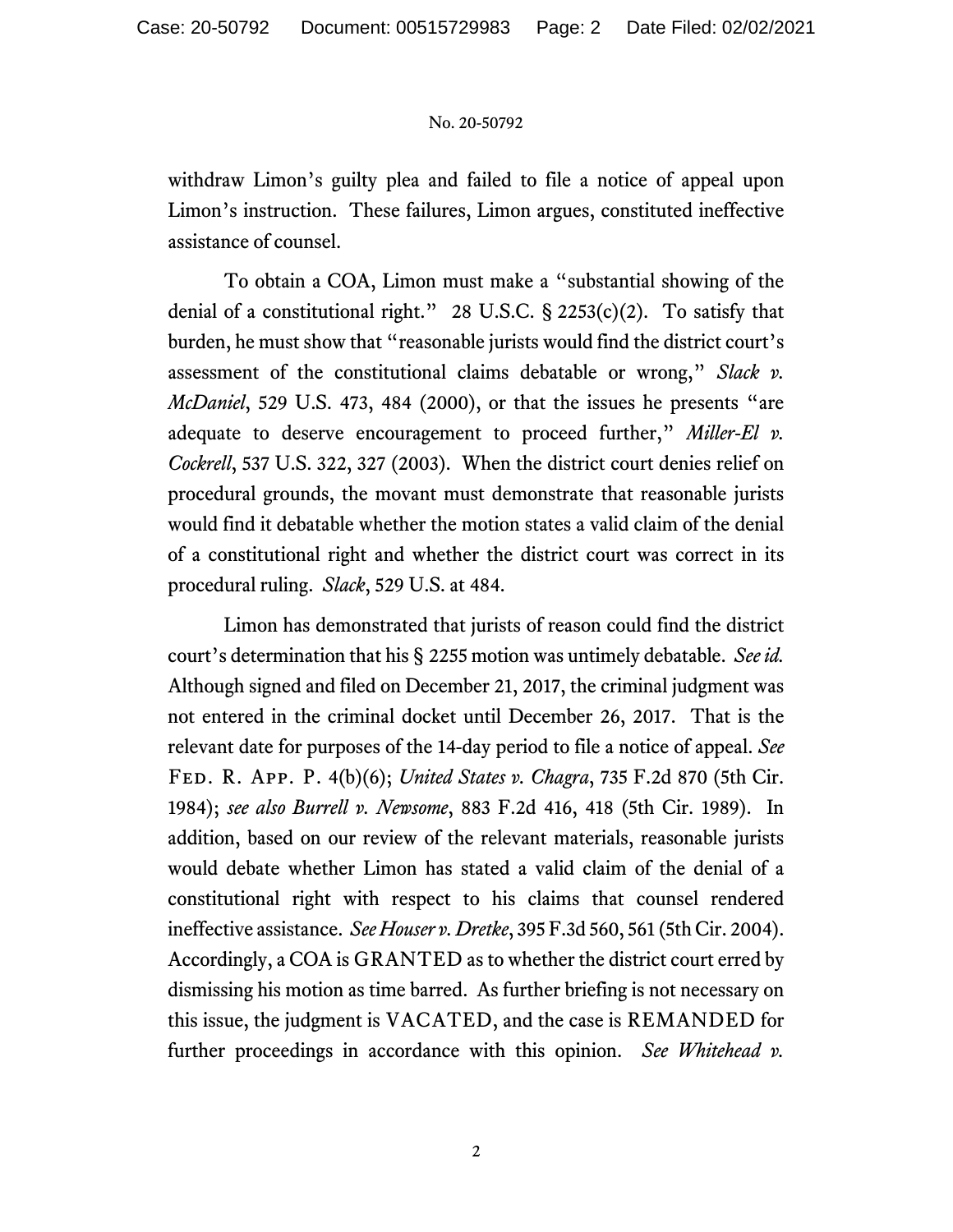withdraw Limon's guilty plea and failed to file a notice of appeal upon Limon's instruction. These failures, Limon argues, constituted ineffective assistance of counsel.

To obtain a COA, Limon must make a "substantial showing of the denial of a constitutional right." 28 U.S.C. § 2253(c)(2). To satisfy that burden, he must show that "reasonable jurists would find the district court's assessment of the constitutional claims debatable or wrong," *Slack v. McDaniel*, 529 U.S. 473, 484 (2000), or that the issues he presents "are adequate to deserve encouragement to proceed further," *Miller-El v. Cockrell*, 537 U.S. 322, 327 (2003). When the district court denies relief on procedural grounds, the movant must demonstrate that reasonable jurists would find it debatable whether the motion states a valid claim of the denial of a constitutional right and whether the district court was correct in its procedural ruling. *Slack*, 529 U.S. at 484.

Limon has demonstrated that jurists of reason could find the district court's determination that his § 2255 motion was untimely debatable. *See id.* Although signed and filed on December 21, 2017, the criminal judgment was not entered in the criminal docket until December 26, 2017. That is the relevant date for purposes of the 14-day period to file a notice of appeal. *See* Fed. R. App. P. 4(b)(6); *United States v. Chagra*, 735 F.2d 870 (5th Cir. 1984); *see also Burrell v. Newsome*, 883 F.2d 416, 418 (5th Cir. 1989). In addition, based on our review of the relevant materials, reasonable jurists would debate whether Limon has stated a valid claim of the denial of a constitutional right with respect to his claims that counsel rendered ineffective assistance. *See Houser v. Dretke*, 395 F.3d 560, 561 (5th Cir. 2004). Accordingly, a COA is GRANTED as to whether the district court erred by dismissing his motion as time barred. As further briefing is not necessary on this issue, the judgment is VACATED, and the case is REMANDED for further proceedings in accordance with this opinion. *See Whitehead v.*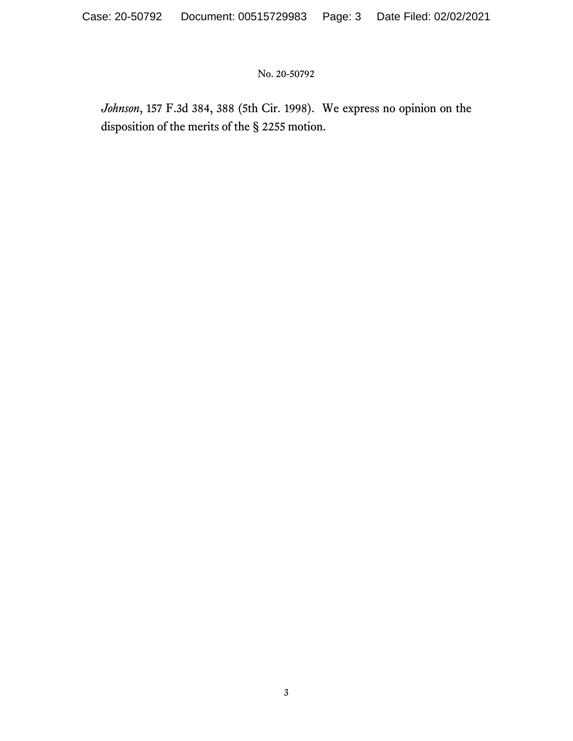*Johnson*, 157 F.3d 384, 388 (5th Cir. 1998). We express no opinion on the disposition of the merits of the § 2255 motion.